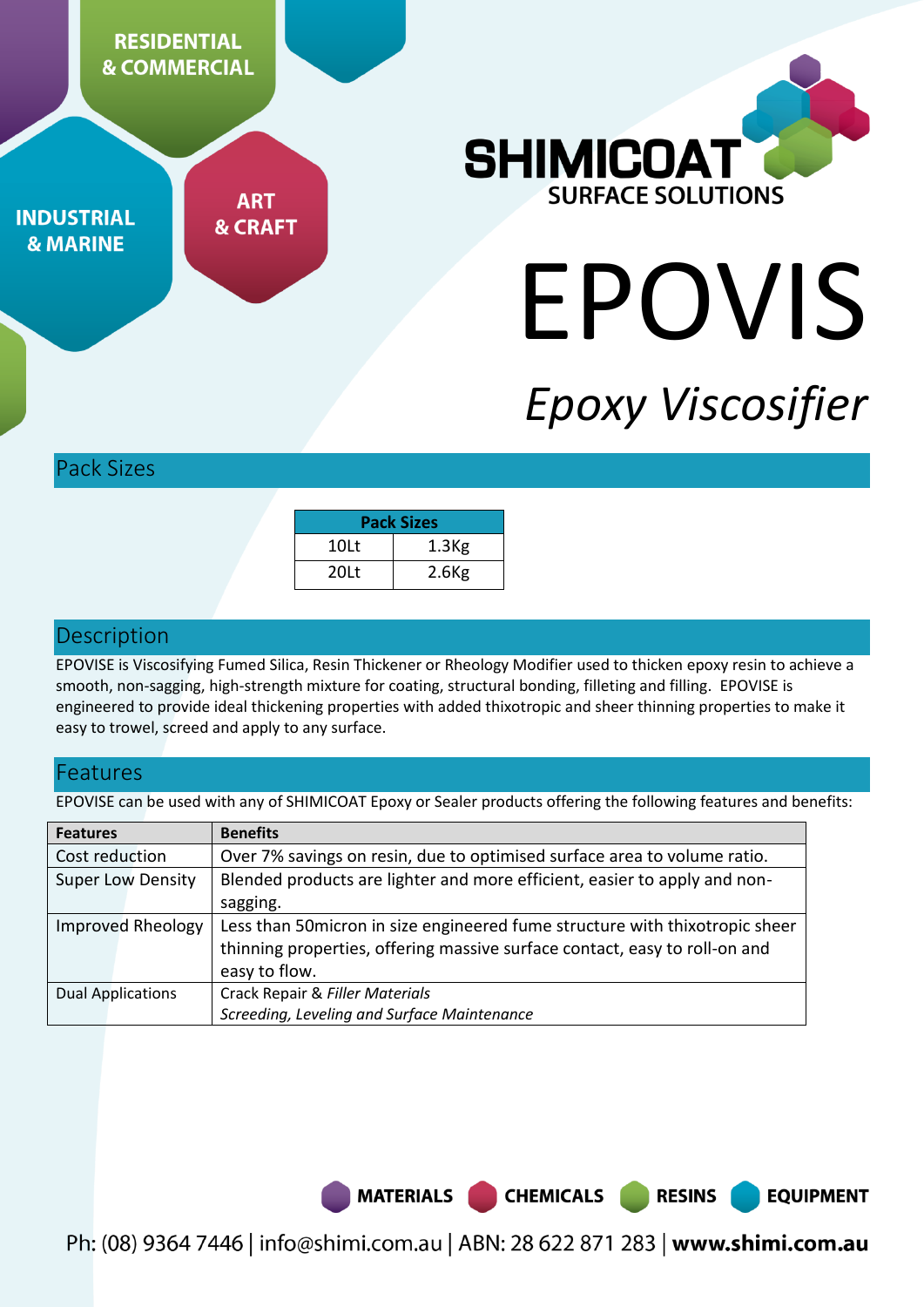RESIDENTIAL & COMMERCIAL

INDUSTRIAL & MARINE

ART & CRAFT

SHIMICOAT
SURFACE SOLUTIONS

# EPOVIS

*Epoxy Viscosifier*

## Pack Sizes

| Pack Sizes | |
|---|---|
| 10Lt | 1.3Kg |
| 20Lt | 2.6Kg |

## Description

EPOVISE is Viscosifying Fumed Silica, Resin Thickener or Rheology Modifier used to thicken epoxy resin to achieve a smooth, non-sagging, high-strength mixture for coating, structural bonding, filleting and filling. EPOVISE is engineered to provide ideal thickening properties with added thixotropic and sheer thinning properties to make it easy to trowel, screed and apply to any surface.

## Features

EPOVISE can be used with any of SHIMICOAT Epoxy or Sealer products offering the following features and benefits:

| Features | Benefits |
|---|---|
| Cost reduction | Over 7% savings on resin, due to optimised surface area to volume ratio. |
| Super Low Density | Blended products are lighter and more efficient, easier to apply and non-sagging. |
| Improved Rheology | Less than 50micron in size engineered fume structure with thixotropic sheer thinning properties, offering massive surface contact, easy to roll-on and easy to flow. |
| Dual Applications | Crack Repair & *Filler Materials*<br>*Screeding, Leveling and Surface Maintenance* |

MATERIALS CHEMICALS RESINS EQUIPMENT

Ph: (08) 9364 7446 | info@shimi.com.au | ABN: 28 622 871 283 | **www.shimi.com.au**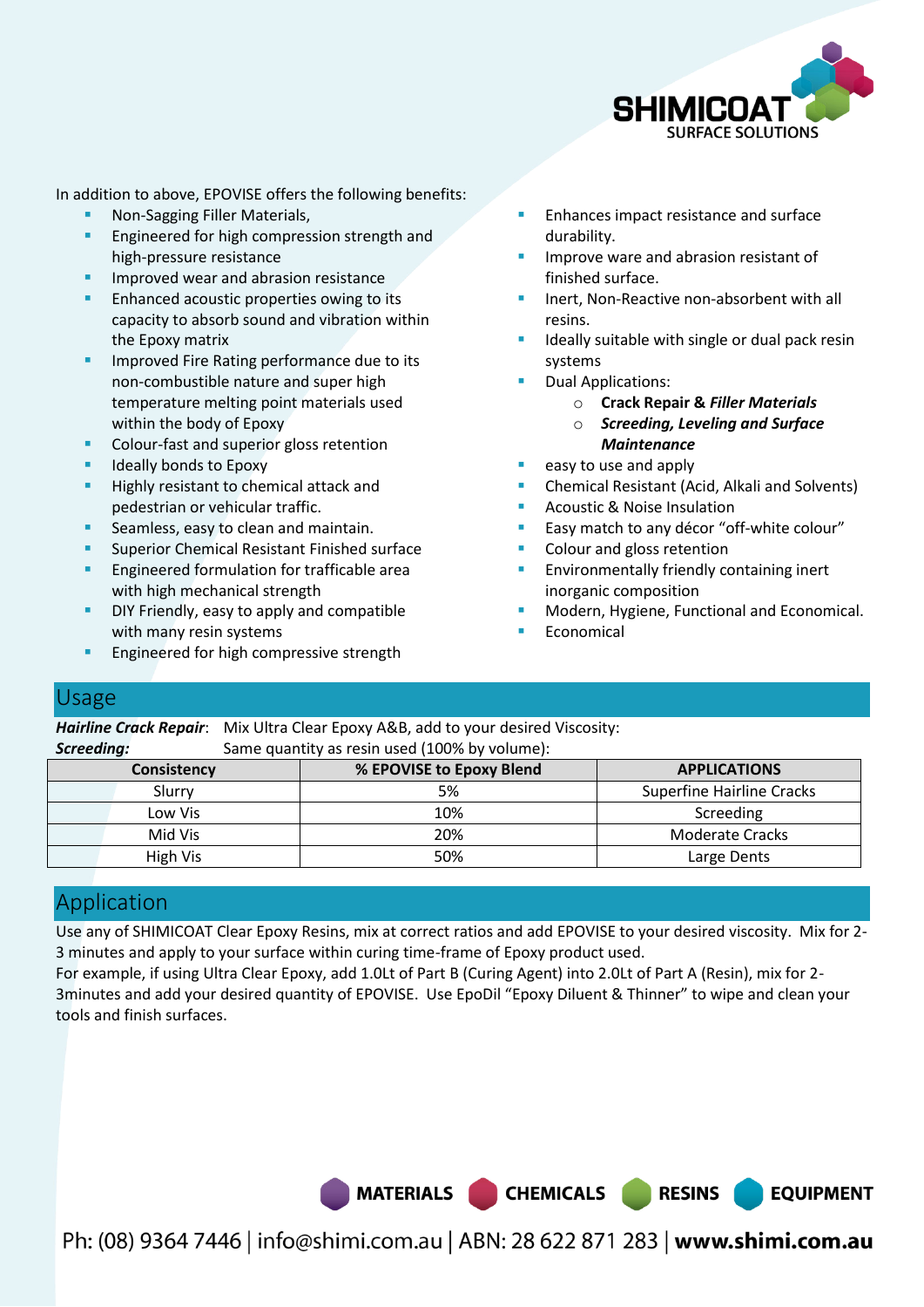In addition to above, EPOVISE offers the following benefits:

- Non-Sagging Filler Materials,
- Engineered for high compression strength and high-pressure resistance
- Improved wear and abrasion resistance
- Enhanced acoustic properties owing to its capacity to absorb sound and vibration within the Epoxy matrix
- Improved Fire Rating performance due to its non-combustible nature and super high temperature melting point materials used within the body of Epoxy
- Colour-fast and superior gloss retention
- Ideally bonds to Epoxy
- Highly resistant to chemical attack and pedestrian or vehicular traffic.
- Seamless, easy to clean and maintain.
- Superior Chemical Resistant Finished surface
- Engineered formulation for trafficable area with high mechanical strength
- DIY Friendly, easy to apply and compatible with many resin systems
- Engineered for high compressive strength
- Enhances impact resistance and surface durability.
- Improve ware and abrasion resistant of finished surface.
- Inert, Non-Reactive non-absorbent with all resins.
- Ideally suitable with single or dual pack resin systems
- Dual Applications:
  - **Crack Repair &** ***Filler Materials***
  - ***Screeding, Leveling and Surface Maintenance***
- easy to use and apply
- Chemical Resistant (Acid, Alkali and Solvents)
- Acoustic & Noise Insulation
- Easy match to any décor "off-white colour"
- Colour and gloss retention
- Environmentally friendly containing inert inorganic composition
- Modern, Hygiene, Functional and Economical.
- Economical

## Usage

***Hairline Crack Repair***: Mix Ultra Clear Epoxy A&B, add to your desired Viscosity:

***Screeding:*** Same quantity as resin used (100% by volume):

| Consistency | % EPOVISE to Epoxy Blend | APPLICATIONS |
|---|---|---|
| Slurry | 5% | Superfine Hairline Cracks |
| Low Vis | 10% | Screeding |
| Mid Vis | 20% | Moderate Cracks |
| High Vis | 50% | Large Dents |

## Application

Use any of SHIMICOAT Clear Epoxy Resins, mix at correct ratios and add EPOVISE to your desired viscosity. Mix for 2-3 minutes and apply to your surface within curing time-frame of Epoxy product used.

For example, if using Ultra Clear Epoxy, add 1.0Lt of Part B (Curing Agent) into 2.0Lt of Part A (Resin), mix for 2-3minutes and add your desired quantity of EPOVISE. Use EpoDil "Epoxy Diluent & Thinner" to wipe and clean your tools and finish surfaces.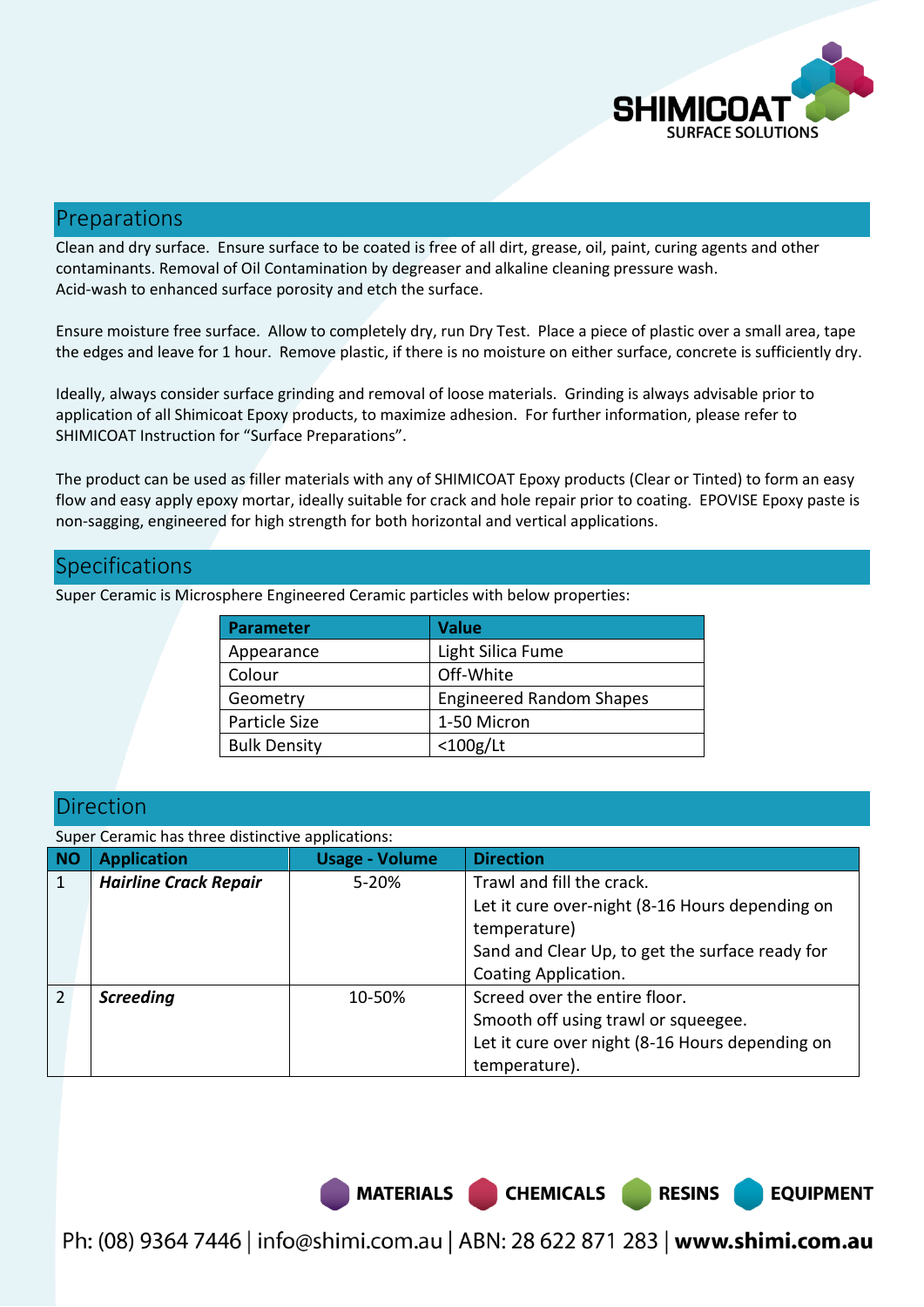## Preparations

Clean and dry surface. Ensure surface to be coated is free of all dirt, grease, oil, paint, curing agents and other contaminants. Removal of Oil Contamination by degreaser and alkaline cleaning pressure wash.
Acid-wash to enhanced surface porosity and etch the surface.

Ensure moisture free surface. Allow to completely dry, run Dry Test. Place a piece of plastic over a small area, tape the edges and leave for 1 hour. Remove plastic, if there is no moisture on either surface, concrete is sufficiently dry.

Ideally, always consider surface grinding and removal of loose materials. Grinding is always advisable prior to application of all Shimicoat Epoxy products, to maximize adhesion. For further information, please refer to SHIMICOAT Instruction for "Surface Preparations".

The product can be used as filler materials with any of SHIMICOAT Epoxy products (Clear or Tinted) to form an easy flow and easy apply epoxy mortar, ideally suitable for crack and hole repair prior to coating. EPOVISE Epoxy paste is non-sagging, engineered for high strength for both horizontal and vertical applications.

## Specifications

Super Ceramic is Microsphere Engineered Ceramic particles with below properties:

| Parameter | Value |
|---|---|
| Appearance | Light Silica Fume |
| Colour | Off-White |
| Geometry | Engineered Random Shapes |
| Particle Size | 1-50 Micron |
| Bulk Density | <100g/Lt |

## Direction

Super Ceramic has three distinctive applications:

| NO | Application | Usage - Volume | Direction |
|---|---|---|---|
| 1 | ***Hairline Crack Repair*** | 5-20% | Trawl and fill the crack.<br>Let it cure over-night (8-16 Hours depending on temperature)<br>Sand and Clear Up, to get the surface ready for Coating Application. |
| 2 | ***Screeding*** | 10-50% | Screed over the entire floor.<br>Smooth off using trawl or squeegee.<br>Let it cure over night (8-16 Hours depending on temperature). |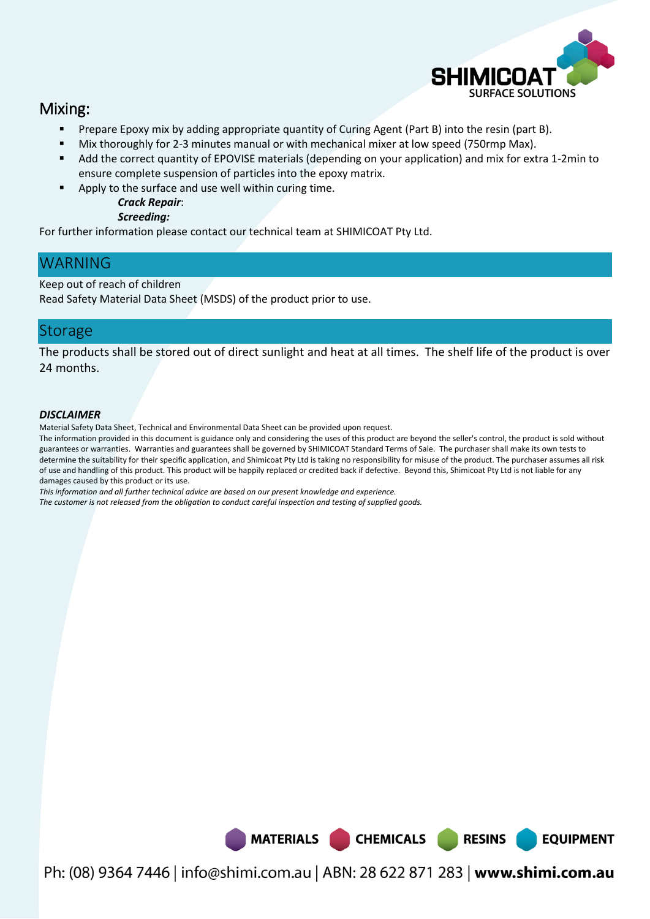## Mixing:

- Prepare Epoxy mix by adding appropriate quantity of Curing Agent (Part B) into the resin (part B).
- Mix thoroughly for 2-3 minutes manual or with mechanical mixer at low speed (750rmp Max).
- Add the correct quantity of EPOVISE materials (depending on your application) and mix for extra 1-2min to ensure complete suspension of particles into the epoxy matrix.
- Apply to the surface and use well within curing time.

  ***Crack Repair***:

  ***Screeding:***

For further information please contact our technical team at SHIMICOAT Pty Ltd.

## WARNING

Keep out of reach of children

Read Safety Material Data Sheet (MSDS) of the product prior to use.

## Storage

The products shall be stored out of direct sunlight and heat at all times. The shelf life of the product is over 24 months.

***DISCLAIMER***

Material Safety Data Sheet, Technical and Environmental Data Sheet can be provided upon request.

The information provided in this document is guidance only and considering the uses of this product are beyond the seller's control, the product is sold without guarantees or warranties. Warranties and guarantees shall be governed by SHIMICOAT Standard Terms of Sale. The purchaser shall make its own tests to determine the suitability for their specific application, and Shimicoat Pty Ltd is taking no responsibility for misuse of the product. The purchaser assumes all risk of use and handling of this product. This product will be happily replaced or credited back if defective. Beyond this, Shimicoat Pty Ltd is not liable for any damages caused by this product or its use.

*This information and all further technical advice are based on our present knowledge and experience.*

*The customer is not released from the obligation to conduct careful inspection and testing of supplied goods.*